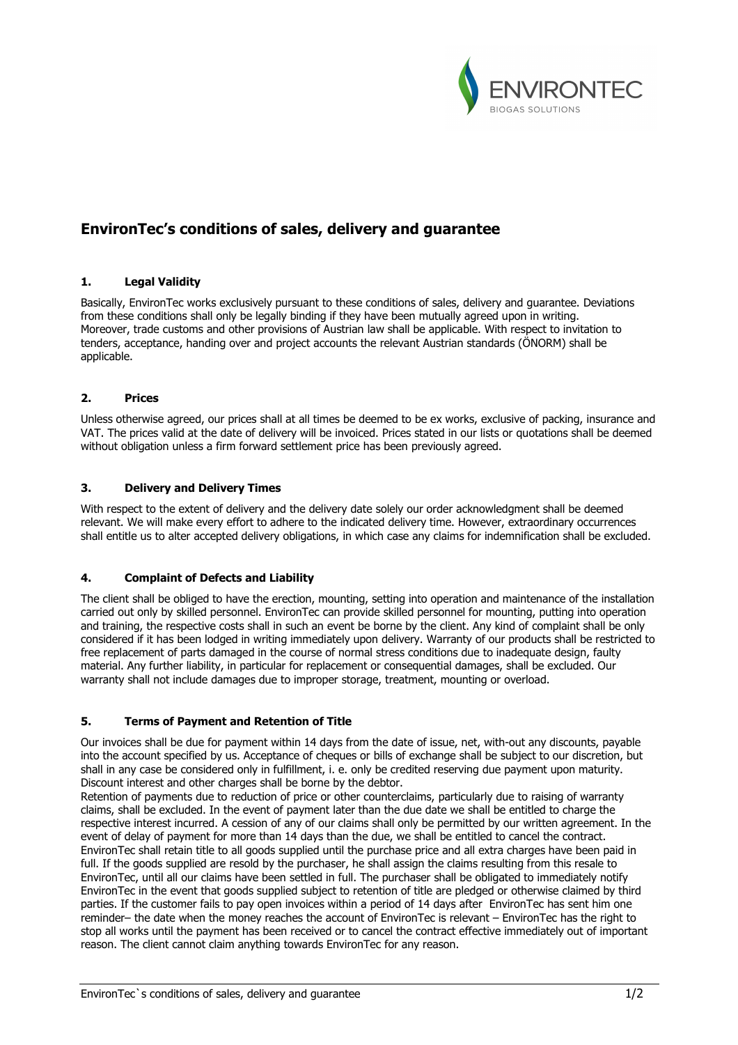# EnvironTec's conditions of sales, delivery and guarantee

## 1. Legal Validity

Basically, EnvironTec works exclusively pursuant to these conditions of sales, delivery and guarantee. Deviations from these conditions shall only be legally binding if they have been mutually agreed upon in writing. Moreover, trade customs and other provisions of Austrian law shall be applicable. With respect to invitation to tenders, acceptance, handing over and project accounts the relevant Austrian standards (ÖNORM) shall be applicable.

## 2. Prices

Unless otherwise agreed, our prices shall at all times be deemed to be ex works, exclusive of packing, insurance and VAT. The prices valid at the date of delivery will be invoiced. Prices stated in our lists or quotations shall be deemed without obligation unless a firm forward settlement price has been previously agreed.

## 3. Delivery and Delivery Times

With respect to the extent of delivery and the delivery date solely our order acknowledgment shall be deemed relevant. We will make every effort to adhere to the indicated delivery time. However, extraordinary occurrences shall entitle us to alter accepted delivery obligations, in which case any claims for indemnification shall be excluded.

## 4. Complaint of Defects and Liability

The client shall be obliged to have the erection, mounting, setting into operation and maintenance of the installation carried out only by skilled personnel. EnvironTec can provide skilled personnel for mounting, putting into operation and training, the respective costs shall in such an event be borne by the client. Any kind of complaint shall be only considered if it has been lodged in writing immediately upon delivery. Warranty of our products shall be restricted to free replacement of parts damaged in the course of normal stress conditions due to inadequate design, faulty material. Any further liability, in particular for replacement or consequential damages, shall be excluded. Our warranty shall not include damages due to improper storage, treatment, mounting or overload.

## 5. Terms of Payment and Retention of Title

Our invoices shall be due for payment within 14 days from the date of issue, net, with-out any discounts, payable into the account specified by us. Acceptance of cheques or bills of exchange shall be subject to our discretion, but shall in any case be considered only in fulfillment, i. e. only be credited reserving due payment upon maturity. Discount interest and other charges shall be borne by the debtor.

Retention of payments due to reduction of price or other counterclaims, particularly due to raising of warranty claims, shall be excluded. In the event of payment later than the due date we shall be entitled to charge the respective interest incurred. A cession of any of our claims shall only be permitted by our written agreement. In the event of delay of payment for more than 14 days than the due, we shall be entitled to cancel the contract. EnvironTec shall retain title to all goods supplied until the purchase price and all extra charges have been paid in full. If the goods supplied are resold by the purchaser, he shall assign the claims resulting from this resale to EnvironTec, until all our claims have been settled in full. The purchaser shall be obligated to immediately notify EnvironTec in the event that goods supplied subject to retention of title are pledged or otherwise claimed by third parties. If the customer fails to pay open invoices within a period of 14 days after EnvironTec has sent him one reminder– the date when the money reaches the account of EnvironTec is relevant – EnvironTec has the right to stop all works until the payment has been received or to cancel the contract effective immediately out of important reason. The client cannot claim anything towards EnvironTec for any reason.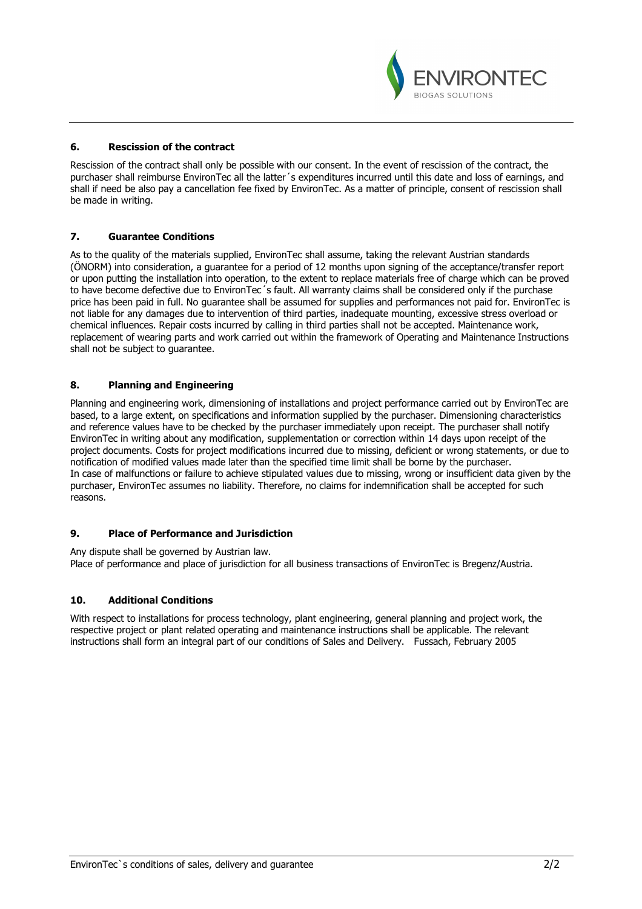### 6. Rescission of the contract

Rescission of the contract shall only be possible with our consent. In the event of rescission of the contract, the purchaser shall reimburse EnvironTec all the latter´s expenditures incurred until this date and loss of earnings, and shall if need be also pay a cancellation fee fixed by EnvironTec. As a matter of principle, consent of rescission shall be made in writing.

### 7. Guarantee Conditions

As to the quality of the materials supplied, EnvironTec shall assume, taking the relevant Austrian standards (ÖNORM) into consideration, a guarantee for a period of 12 months upon signing of the acceptance/transfer report or upon putting the installation into operation, to the extent to replace materials free of charge which can be proved to have become defective due to EnvironTec´s fault. All warranty claims shall be considered only if the purchase price has been paid in full. No guarantee shall be assumed for supplies and performances not paid for. EnvironTec is not liable for any damages due to intervention of third parties, inadequate mounting, excessive stress overload or chemical influences. Repair costs incurred by calling in third parties shall not be accepted. Maintenance work, replacement of wearing parts and work carried out within the framework of Operating and Maintenance Instructions shall not be subject to guarantee.

### 8. Planning and Engineering

Planning and engineering work, dimensioning of installations and project performance carried out by EnvironTec are based, to a large extent, on specifications and information supplied by the purchaser. Dimensioning characteristics and reference values have to be checked by the purchaser immediately upon receipt. The purchaser shall notify EnvironTec in writing about any modification, supplementation or correction within 14 days upon receipt of the project documents. Costs for project modifications incurred due to missing, deficient or wrong statements, or due to notification of modified values made later than the specified time limit shall be borne by the purchaser.
In case of malfunctions or failure to achieve stipulated values due to missing, wrong or insufficient data given by the purchaser, EnvironTec assumes no liability. Therefore, no claims for indemnification shall be accepted for such reasons.

### 9. Place of Performance and Jurisdiction

Any dispute shall be governed by Austrian law.
Place of performance and place of jurisdiction for all business transactions of EnvironTec is Bregenz/Austria.

### 10. Additional Conditions

With respect to installations for process technology, plant engineering, general planning and project work, the respective project or plant related operating and maintenance instructions shall be applicable. The relevant instructions shall form an integral part of our conditions of Sales and Delivery. Fussach, February 2005